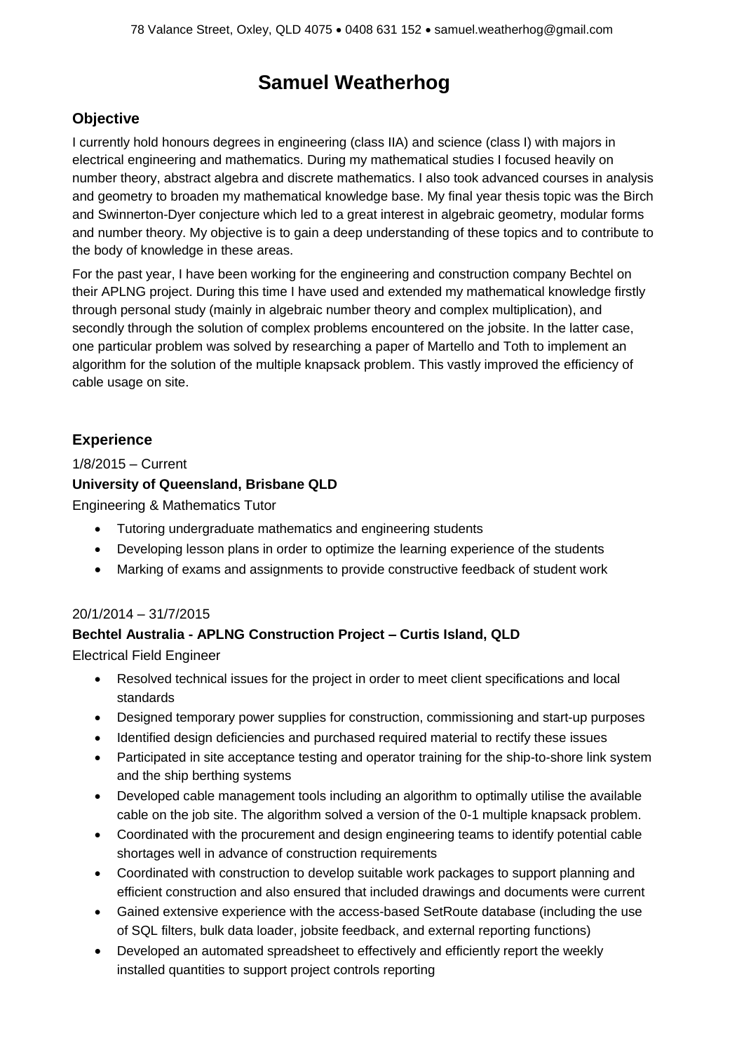78 Valance Street, Oxley, QLD 4075 • 0408 631 152 • samuel.weatherhog@gmail.com

# Samuel Weatherhog

## Objective

I currently hold honours degrees in engineering (class IIA) and science (class I) with majors in electrical engineering and mathematics. During my mathematical studies I focused heavily on number theory, abstract algebra and discrete mathematics. I also took advanced courses in analysis and geometry to broaden my mathematical knowledge base. My final year thesis topic was the Birch and Swinnerton-Dyer conjecture which led to a great interest in algebraic geometry, modular forms and number theory. My objective is to gain a deep understanding of these topics and to contribute to the body of knowledge in these areas.

For the past year, I have been working for the engineering and construction company Bechtel on their APLNG project. During this time I have used and extended my mathematical knowledge firstly through personal study (mainly in algebraic number theory and complex multiplication), and secondly through the solution of complex problems encountered on the jobsite. In the latter case, one particular problem was solved by researching a paper of Martello and Toth to implement an algorithm for the solution of the multiple knapsack problem. This vastly improved the efficiency of cable usage on site.

## Experience

1/8/2015 – Current

**University of Queensland, Brisbane QLD**

Engineering & Mathematics Tutor

- Tutoring undergraduate mathematics and engineering students
- Developing lesson plans in order to optimize the learning experience of the students
- Marking of exams and assignments to provide constructive feedback of student work

20/1/2014 – 31/7/2015

**Bechtel Australia - APLNG Construction Project – Curtis Island, QLD**

Electrical Field Engineer

- Resolved technical issues for the project in order to meet client specifications and local standards
- Designed temporary power supplies for construction, commissioning and start-up purposes
- Identified design deficiencies and purchased required material to rectify these issues
- Participated in site acceptance testing and operator training for the ship-to-shore link system and the ship berthing systems
- Developed cable management tools including an algorithm to optimally utilise the available cable on the job site. The algorithm solved a version of the 0-1 multiple knapsack problem.
- Coordinated with the procurement and design engineering teams to identify potential cable shortages well in advance of construction requirements
- Coordinated with construction to develop suitable work packages to support planning and efficient construction and also ensured that included drawings and documents were current
- Gained extensive experience with the access-based SetRoute database (including the use of SQL filters, bulk data loader, jobsite feedback, and external reporting functions)
- Developed an automated spreadsheet to effectively and efficiently report the weekly installed quantities to support project controls reporting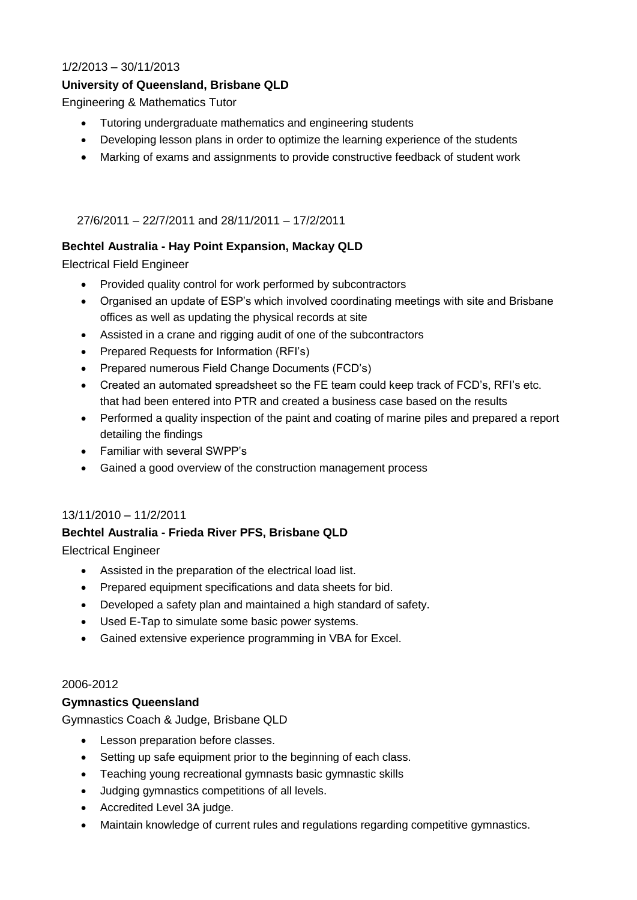1/2/2013 – 30/11/2013

**University of Queensland, Brisbane QLD**

Engineering & Mathematics Tutor

- Tutoring undergraduate mathematics and engineering students
- Developing lesson plans in order to optimize the learning experience of the students
- Marking of exams and assignments to provide constructive feedback of student work

27/6/2011 – 22/7/2011 and 28/11/2011 – 17/2/2011

**Bechtel Australia - Hay Point Expansion, Mackay QLD**

Electrical Field Engineer

- Provided quality control for work performed by subcontractors
- Organised an update of ESP's which involved coordinating meetings with site and Brisbane offices as well as updating the physical records at site
- Assisted in a crane and rigging audit of one of the subcontractors
- Prepared Requests for Information (RFI's)
- Prepared numerous Field Change Documents (FCD's)
- Created an automated spreadsheet so the FE team could keep track of FCD's, RFI's etc. that had been entered into PTR and created a business case based on the results
- Performed a quality inspection of the paint and coating of marine piles and prepared a report detailing the findings
- Familiar with several SWPP's
- Gained a good overview of the construction management process

13/11/2010 – 11/2/2011

**Bechtel Australia - Frieda River PFS, Brisbane QLD**

Electrical Engineer

- Assisted in the preparation of the electrical load list.
- Prepared equipment specifications and data sheets for bid.
- Developed a safety plan and maintained a high standard of safety.
- Used E-Tap to simulate some basic power systems.
- Gained extensive experience programming in VBA for Excel.

2006-2012

**Gymnastics Queensland**

Gymnastics Coach & Judge, Brisbane QLD

- Lesson preparation before classes.
- Setting up safe equipment prior to the beginning of each class.
- Teaching young recreational gymnasts basic gymnastic skills
- Judging gymnastics competitions of all levels.
- Accredited Level 3A judge.
- Maintain knowledge of current rules and regulations regarding competitive gymnastics.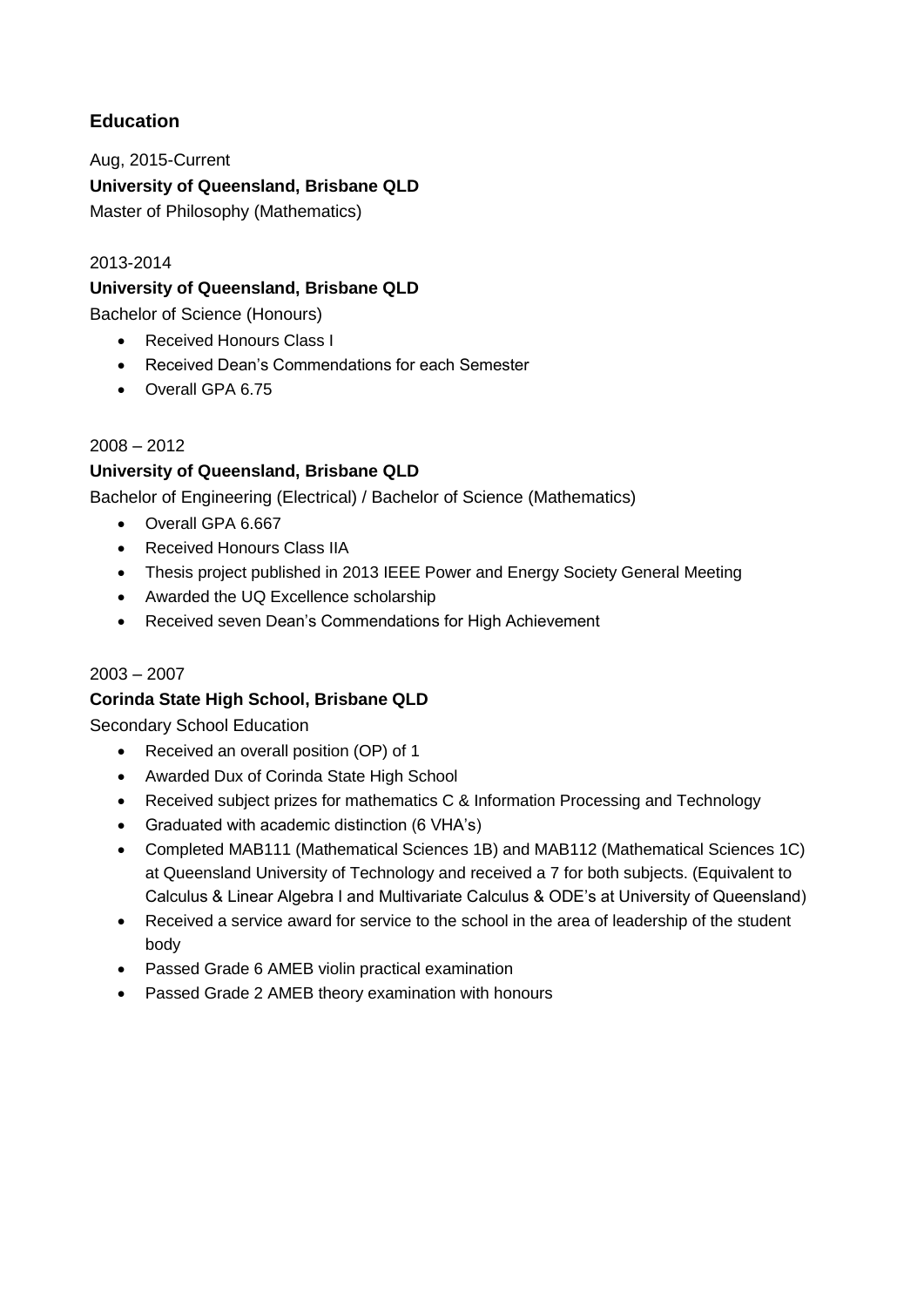## Education

Aug, 2015-Current

**University of Queensland, Brisbane QLD**

Master of Philosophy (Mathematics)

2013-2014

**University of Queensland, Brisbane QLD**

Bachelor of Science (Honours)

- Received Honours Class I
- Received Dean's Commendations for each Semester
- Overall GPA 6.75

2008 – 2012

**University of Queensland, Brisbane QLD**

Bachelor of Engineering (Electrical) / Bachelor of Science (Mathematics)

- Overall GPA 6.667
- Received Honours Class IIA
- Thesis project published in 2013 IEEE Power and Energy Society General Meeting
- Awarded the UQ Excellence scholarship
- Received seven Dean's Commendations for High Achievement

2003 – 2007

**Corinda State High School, Brisbane QLD**

Secondary School Education

- Received an overall position (OP) of 1
- Awarded Dux of Corinda State High School
- Received subject prizes for mathematics C & Information Processing and Technology
- Graduated with academic distinction (6 VHA's)
- Completed MAB111 (Mathematical Sciences 1B) and MAB112 (Mathematical Sciences 1C) at Queensland University of Technology and received a 7 for both subjects. (Equivalent to Calculus & Linear Algebra I and Multivariate Calculus & ODE's at University of Queensland)
- Received a service award for service to the school in the area of leadership of the student body
- Passed Grade 6 AMEB violin practical examination
- Passed Grade 2 AMEB theory examination with honours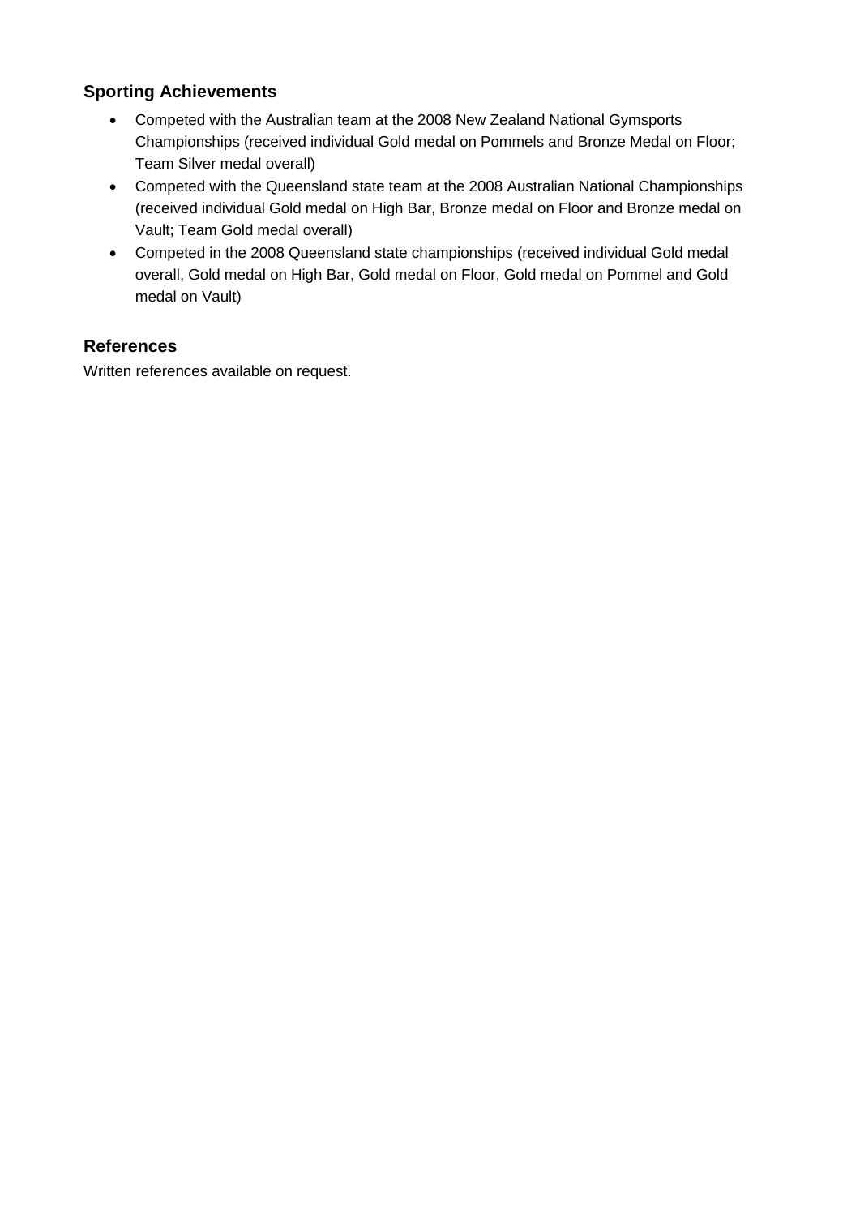## Sporting Achievements

- Competed with the Australian team at the 2008 New Zealand National Gymsports Championships (received individual Gold medal on Pommels and Bronze Medal on Floor; Team Silver medal overall)
- Competed with the Queensland state team at the 2008 Australian National Championships (received individual Gold medal on High Bar, Bronze medal on Floor and Bronze medal on Vault; Team Gold medal overall)
- Competed in the 2008 Queensland state championships (received individual Gold medal overall, Gold medal on High Bar, Gold medal on Floor, Gold medal on Pommel and Gold medal on Vault)

## References

Written references available on request.